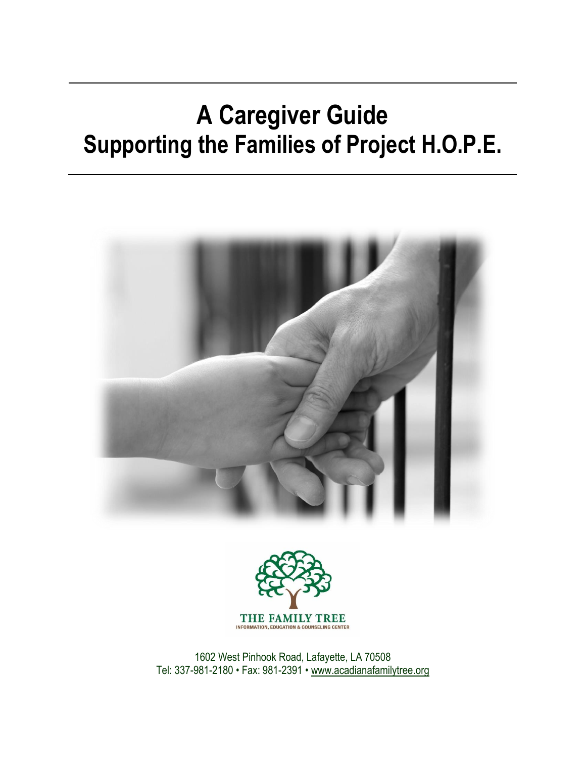# A Caregiver Guide
# Supporting the Families of Project H.O.P.E.

THE FAMILY TREE
INFORMATION, EDUCATION & COUNSELING CENTER

1602 West Pinhook Road, Lafayette, LA 70508
Tel: 337-981-2180 • Fax: 981-2391 • www.acadianafamilytree.org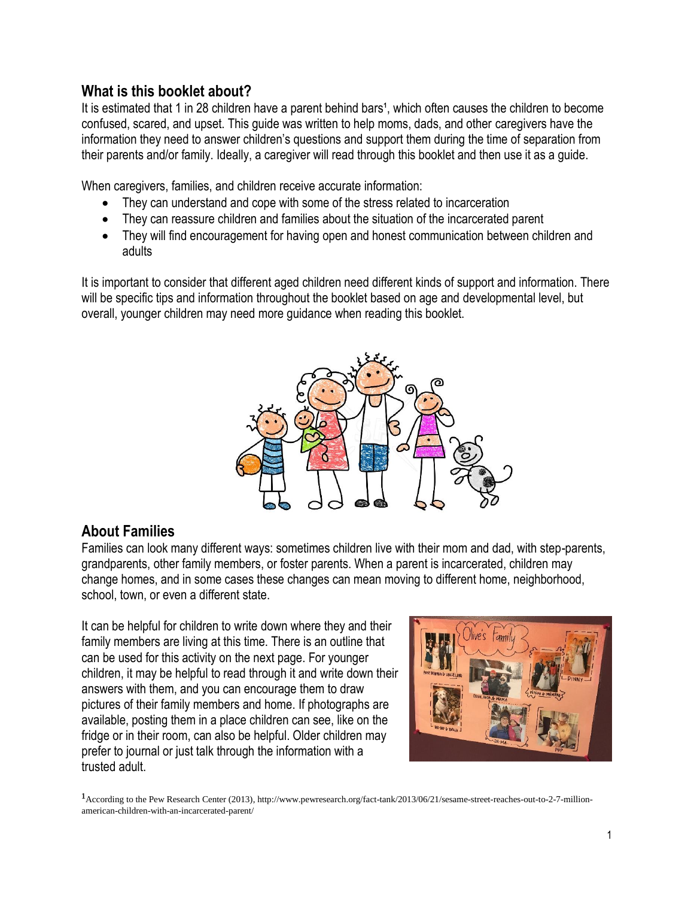## What is this booklet about?

It is estimated that 1 in 28 children have a parent behind bars[1], which often causes the children to become confused, scared, and upset. This guide was written to help moms, dads, and other caregivers have the information they need to answer children's questions and support them during the time of separation from their parents and/or family. Ideally, a caregiver will read through this booklet and then use it as a guide.

When caregivers, families, and children receive accurate information:

- They can understand and cope with some of the stress related to incarceration
- They can reassure children and families about the situation of the incarcerated parent
- They will find encouragement for having open and honest communication between children and adults

It is important to consider that different aged children need different kinds of support and information. There will be specific tips and information throughout the booklet based on age and developmental level, but overall, younger children may need more guidance when reading this booklet.

## About Families

Families can look many different ways: sometimes children live with their mom and dad, with step-parents, grandparents, other family members, or foster parents. When a parent is incarcerated, children may change homes, and in some cases these changes can mean moving to different home, neighborhood, school, town, or even a different state.

It can be helpful for children to write down where they and their family members are living at this time. There is an outline that can be used for this activity on the next page. For younger children, it may be helpful to read through it and write down their answers with them, and you can encourage them to draw pictures of their family members and home. If photographs are available, posting them in a place children can see, like on the fridge or in their room, can also be helpful. Older children may prefer to journal or just talk through the information with a trusted adult.

[1] According to the Pew Research Center (2013), http://www.pewresearch.org/fact-tank/2013/06/21/sesame-street-reaches-out-to-2-7-million-american-children-with-an-incarcerated-parent/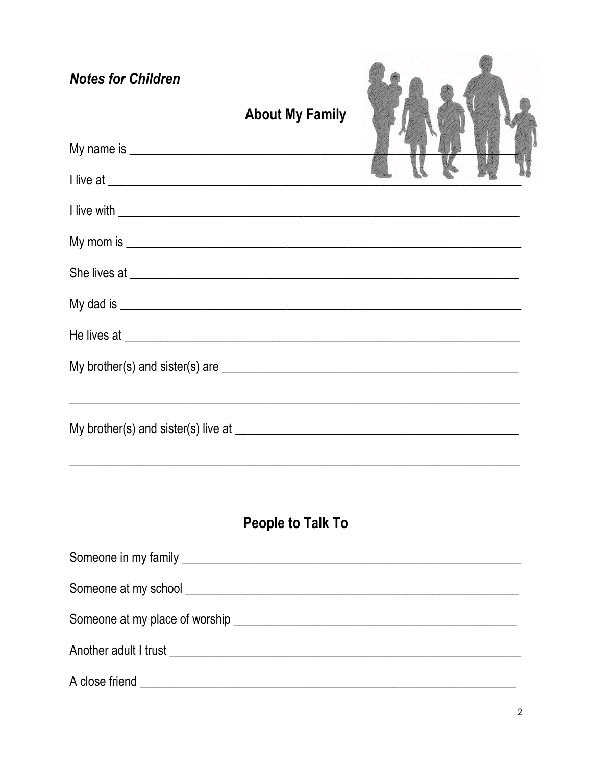*Notes for Children*

## About My Family

My name is ____________________________________________

I live at ____________________________________________

I live with ____________________________________________

My mom is ____________________________________________

She lives at ____________________________________________

My dad is ____________________________________________

He lives at ____________________________________________

My brother(s) and sister(s) are ____________________________________________

____________________________________________

My brother(s) and sister(s) live at ____________________________________________

____________________________________________

## People to Talk To

Someone in my family ____________________________________________

Someone at my school ____________________________________________

Someone at my place of worship ____________________________________________

Another adult I trust ____________________________________________

A close friend ____________________________________________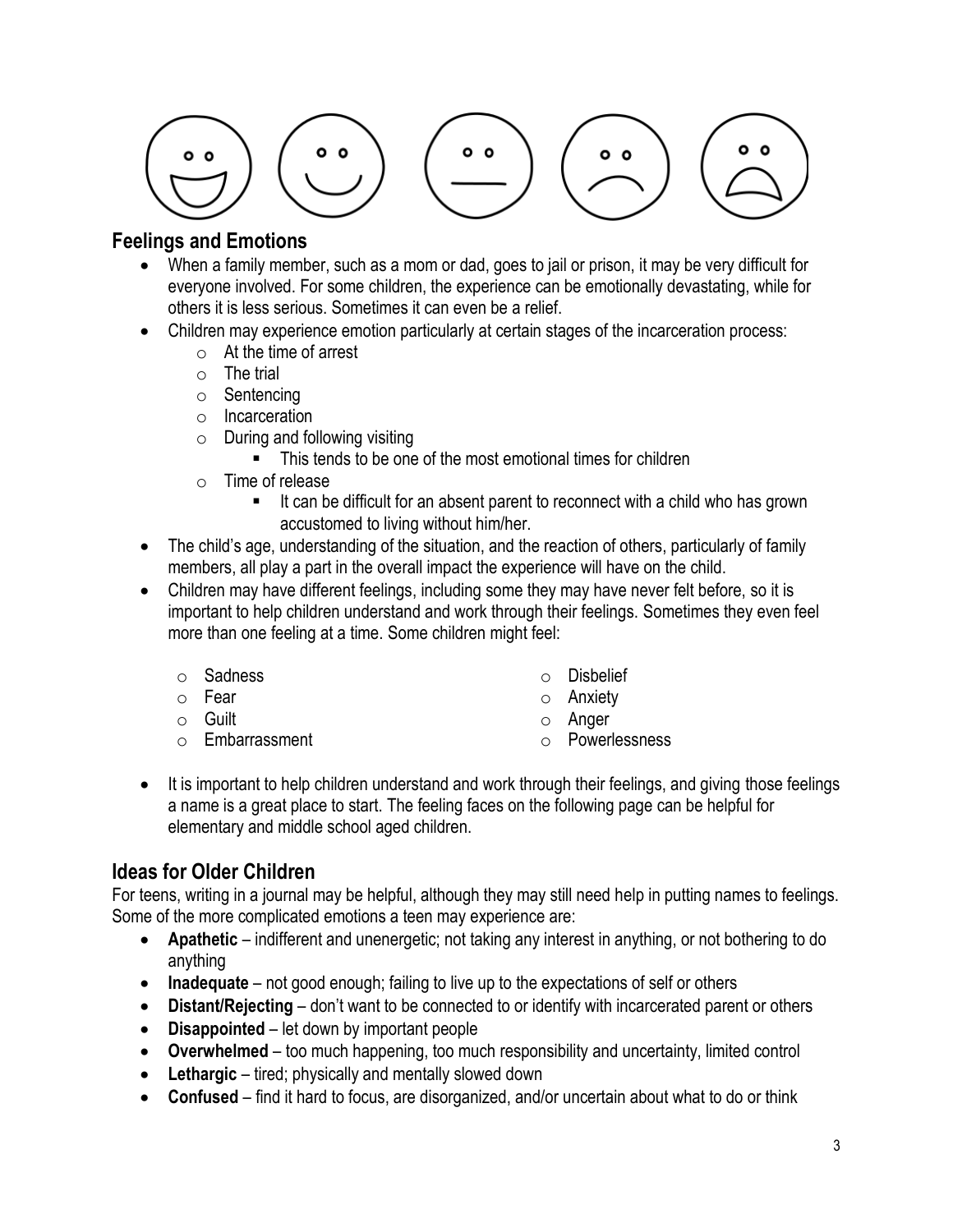## Feelings and Emotions

- When a family member, such as a mom or dad, goes to jail or prison, it may be very difficult for everyone involved. For some children, the experience can be emotionally devastating, while for others it is less serious. Sometimes it can even be a relief.
- Children may experience emotion particularly at certain stages of the incarceration process:
    - At the time of arrest
    - The trial
    - Sentencing
    - Incarceration
    - During and following visiting
        - This tends to be one of the most emotional times for children
    - Time of release
        - It can be difficult for an absent parent to reconnect with a child who has grown accustomed to living without him/her.
- The child's age, understanding of the situation, and the reaction of others, particularly of family members, all play a part in the overall impact the experience will have on the child.
- Children may have different feelings, including some they may have never felt before, so it is important to help children understand and work through their feelings. Sometimes they even feel more than one feeling at a time. Some children might feel:
    - Sadness
    - Fear
    - Guilt
    - Embarrassment
    - Disbelief
    - Anxiety
    - Anger
    - Powerlessness
- It is important to help children understand and work through their feelings, and giving those feelings a name is a great place to start. The feeling faces on the following page can be helpful for elementary and middle school aged children.

## Ideas for Older Children

For teens, writing in a journal may be helpful, although they may still need help in putting names to feelings. Some of the more complicated emotions a teen may experience are:

- **Apathetic** – indifferent and unenergetic; not taking any interest in anything, or not bothering to do anything
- **Inadequate** – not good enough; failing to live up to the expectations of self or others
- **Distant/Rejecting** – don't want to be connected to or identify with incarcerated parent or others
- **Disappointed** – let down by important people
- **Overwhelmed** – too much happening, too much responsibility and uncertainty, limited control
- **Lethargic** – tired; physically and mentally slowed down
- **Confused** – find it hard to focus, are disorganized, and/or uncertain about what to do or think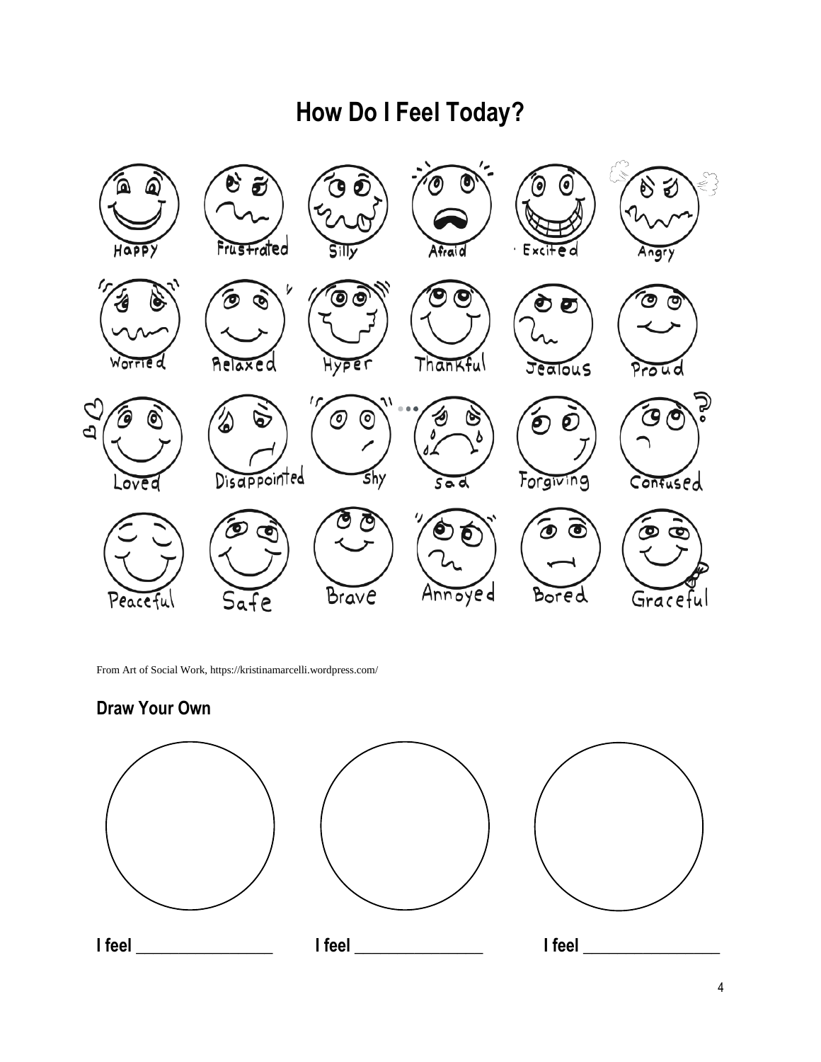# How Do I Feel Today?

Happy | Frustrated | Silly | Afraid | Excited | Angry

Worried | Relaxed | Hyper | Thankful | Jealous | Proud

Loved | Disappointed | Shy | Sad | Forgiving | Confused

Peaceful | Safe | Brave | Annoyed | Bored | Graceful

From Art of Social Work, https://kristinamarcelli.wordpress.com/

## Draw Your Own

**I feel** ________________ **I feel** ________________ **I feel** ________________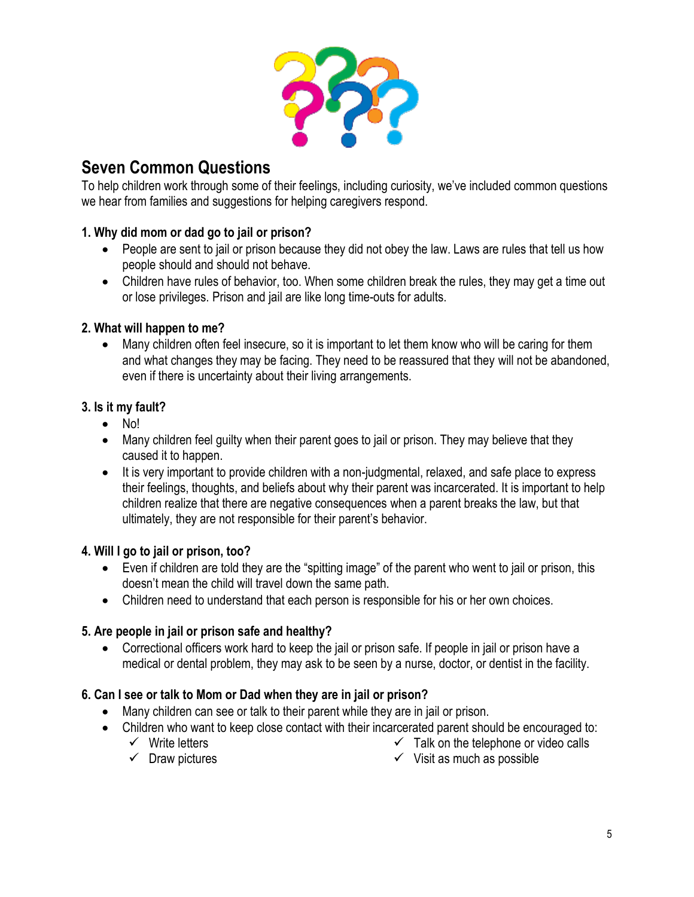## Seven Common Questions

To help children work through some of their feelings, including curiosity, we've included common questions we hear from families and suggestions for helping caregivers respond.

### 1. Why did mom or dad go to jail or prison?

- People are sent to jail or prison because they did not obey the law. Laws are rules that tell us how people should and should not behave.
- Children have rules of behavior, too. When some children break the rules, they may get a time out or lose privileges. Prison and jail are like long time-outs for adults.

### 2. What will happen to me?

- Many children often feel insecure, so it is important to let them know who will be caring for them and what changes they may be facing. They need to be reassured that they will not be abandoned, even if there is uncertainty about their living arrangements.

### 3. Is it my fault?

- No!
- Many children feel guilty when their parent goes to jail or prison. They may believe that they caused it to happen.
- It is very important to provide children with a non-judgmental, relaxed, and safe place to express their feelings, thoughts, and beliefs about why their parent was incarcerated. It is important to help children realize that there are negative consequences when a parent breaks the law, but that ultimately, they are not responsible for their parent's behavior.

### 4. Will I go to jail or prison, too?

- Even if children are told they are the "spitting image" of the parent who went to jail or prison, this doesn't mean the child will travel down the same path.
- Children need to understand that each person is responsible for his or her own choices.

### 5. Are people in jail or prison safe and healthy?

- Correctional officers work hard to keep the jail or prison safe. If people in jail or prison have a medical or dental problem, they may ask to be seen by a nurse, doctor, or dentist in the facility.

### 6. Can I see or talk to Mom or Dad when they are in jail or prison?

- Many children can see or talk to their parent while they are in jail or prison.
- Children who want to keep close contact with their incarcerated parent should be encouraged to:
  - ✓ Write letters
  - ✓ Draw pictures
  - ✓ Talk on the telephone or video calls
  - ✓ Visit as much as possible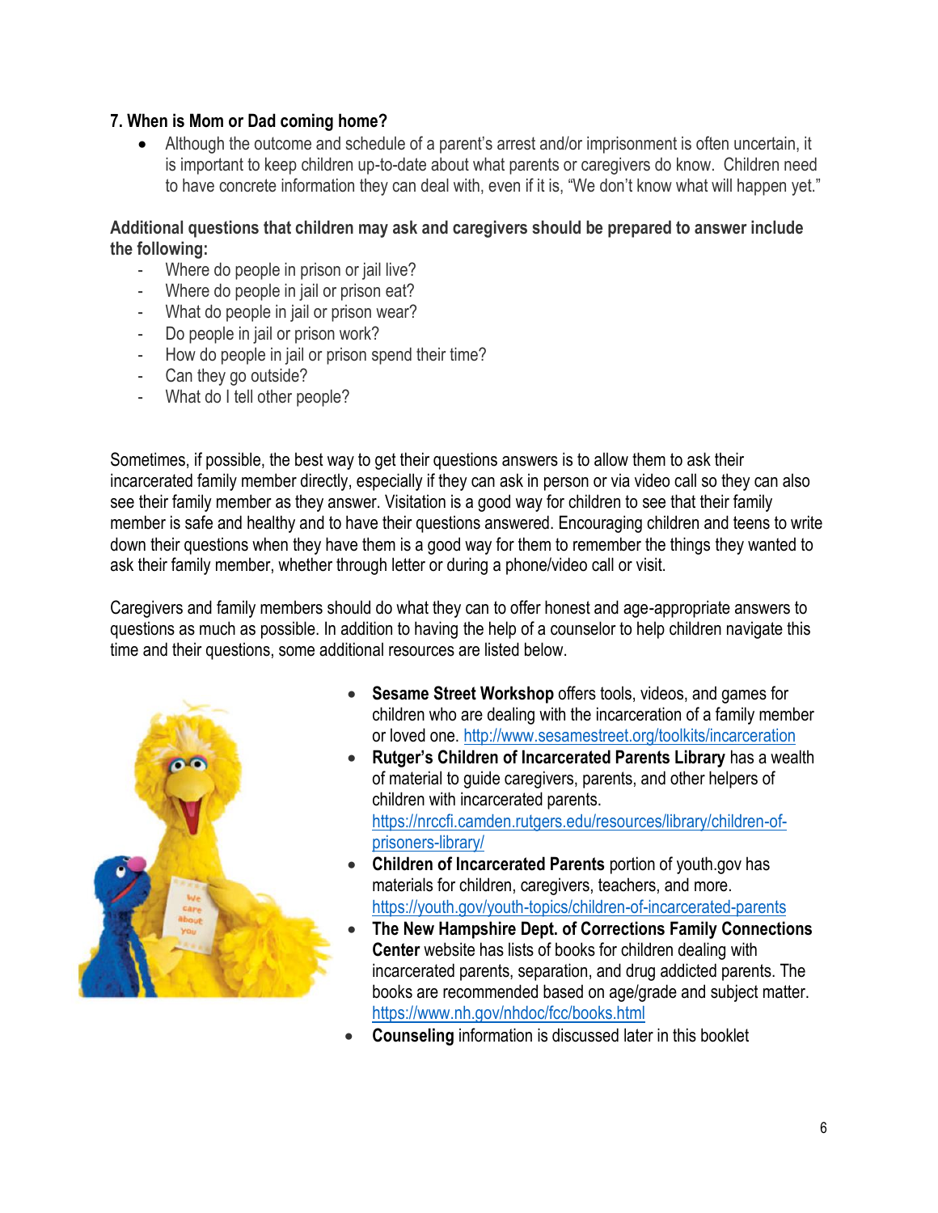### 7. When is Mom or Dad coming home?

- Although the outcome and schedule of a parent's arrest and/or imprisonment is often uncertain, it is important to keep children up-to-date about what parents or caregivers do know. Children need to have concrete information they can deal with, even if it is, "We don't know what will happen yet."

**Additional questions that children may ask and caregivers should be prepared to answer include the following:**

- Where do people in prison or jail live?
- Where do people in jail or prison eat?
- What do people in jail or prison wear?
- Do people in jail or prison work?
- How do people in jail or prison spend their time?
- Can they go outside?
- What do I tell other people?

Sometimes, if possible, the best way to get their questions answers is to allow them to ask their incarcerated family member directly, especially if they can ask in person or via video call so they can also see their family member as they answer. Visitation is a good way for children to see that their family member is safe and healthy and to have their questions answered. Encouraging children and teens to write down their questions when they have them is a good way for them to remember the things they wanted to ask their family member, whether through letter or during a phone/video call or visit.

Caregivers and family members should do what they can to offer honest and age-appropriate answers to questions as much as possible. In addition to having the help of a counselor to help children navigate this time and their questions, some additional resources are listed below.

- **Sesame Street Workshop** offers tools, videos, and games for children who are dealing with the incarceration of a family member or loved one. http://www.sesamestreet.org/toolkits/incarceration
- **Rutger's Children of Incarcerated Parents Library** has a wealth of material to guide caregivers, parents, and other helpers of children with incarcerated parents. https://nrccfi.camden.rutgers.edu/resources/library/children-of-prisoners-library/
- **Children of Incarcerated Parents** portion of youth.gov has materials for children, caregivers, teachers, and more. https://youth.gov/youth-topics/children-of-incarcerated-parents
- **The New Hampshire Dept. of Corrections Family Connections Center** website has lists of books for children dealing with incarcerated parents, separation, and drug addicted parents. The books are recommended based on age/grade and subject matter. https://www.nh.gov/nhdoc/fcc/books.html
- **Counseling** information is discussed later in this booklet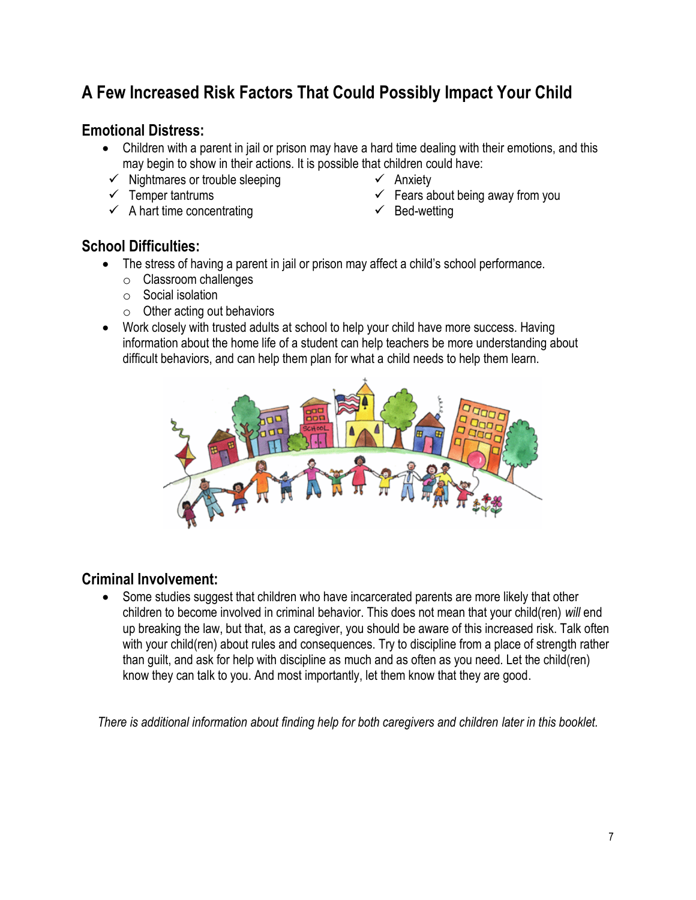## A Few Increased Risk Factors That Could Possibly Impact Your Child

### Emotional Distress:

- Children with a parent in jail or prison may have a hard time dealing with their emotions, and this may begin to show in their actions. It is possible that children could have:
  - ✓ Nightmares or trouble sleeping
  - ✓ Temper tantrums
  - ✓ A hart time concentrating
  - ✓ Anxiety
  - ✓ Fears about being away from you
  - ✓ Bed-wetting

### School Difficulties:

- The stress of having a parent in jail or prison may affect a child's school performance.
  - Classroom challenges
  - Social isolation
  - Other acting out behaviors
- Work closely with trusted adults at school to help your child have more success. Having information about the home life of a student can help teachers be more understanding about difficult behaviors, and can help them plan for what a child needs to help them learn.

### Criminal Involvement:

- Some studies suggest that children who have incarcerated parents are more likely that other children to become involved in criminal behavior. This does not mean that your child(ren) *will* end up breaking the law, but that, as a caregiver, you should be aware of this increased risk. Talk often with your child(ren) about rules and consequences. Try to discipline from a place of strength rather than guilt, and ask for help with discipline as much and as often as you need. Let the child(ren) know they can talk to you. And most importantly, let them know that they are good.

*There is additional information about finding help for both caregivers and children later in this booklet.*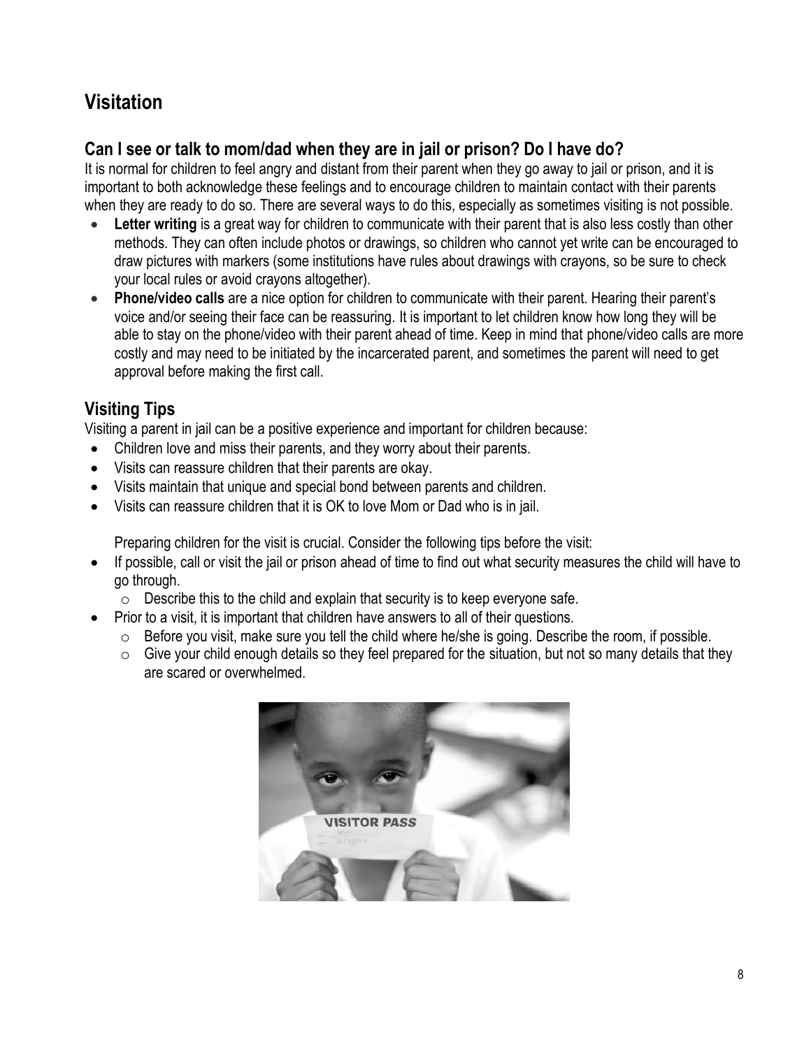# Visitation

## Can I see or talk to mom/dad when they are in jail or prison? Do I have do?

It is normal for children to feel angry and distant from their parent when they go away to jail or prison, and it is important to both acknowledge these feelings and to encourage children to maintain contact with their parents when they are ready to do so. There are several ways to do this, especially as sometimes visiting is not possible.

- **Letter writing** is a great way for children to communicate with their parent that is also less costly than other methods. They can often include photos or drawings, so children who cannot yet write can be encouraged to draw pictures with markers (some institutions have rules about drawings with crayons, so be sure to check your local rules or avoid crayons altogether).
- **Phone/video calls** are a nice option for children to communicate with their parent. Hearing their parent's voice and/or seeing their face can be reassuring. It is important to let children know how long they will be able to stay on the phone/video with their parent ahead of time. Keep in mind that phone/video calls are more costly and may need to be initiated by the incarcerated parent, and sometimes the parent will need to get approval before making the first call.

## Visiting Tips

Visiting a parent in jail can be a positive experience and important for children because:

- Children love and miss their parents, and they worry about their parents.
- Visits can reassure children that their parents are okay.
- Visits maintain that unique and special bond between parents and children.
- Visits can reassure children that it is OK to love Mom or Dad who is in jail.

Preparing children for the visit is crucial. Consider the following tips before the visit:

- If possible, call or visit the jail or prison ahead of time to find out what security measures the child will have to go through.
  - Describe this to the child and explain that security is to keep everyone safe.
- Prior to a visit, it is important that children have answers to all of their questions.
  - Before you visit, make sure you tell the child where he/she is going. Describe the room, if possible.
  - Give your child enough details so they feel prepared for the situation, but not so many details that they are scared or overwhelmed.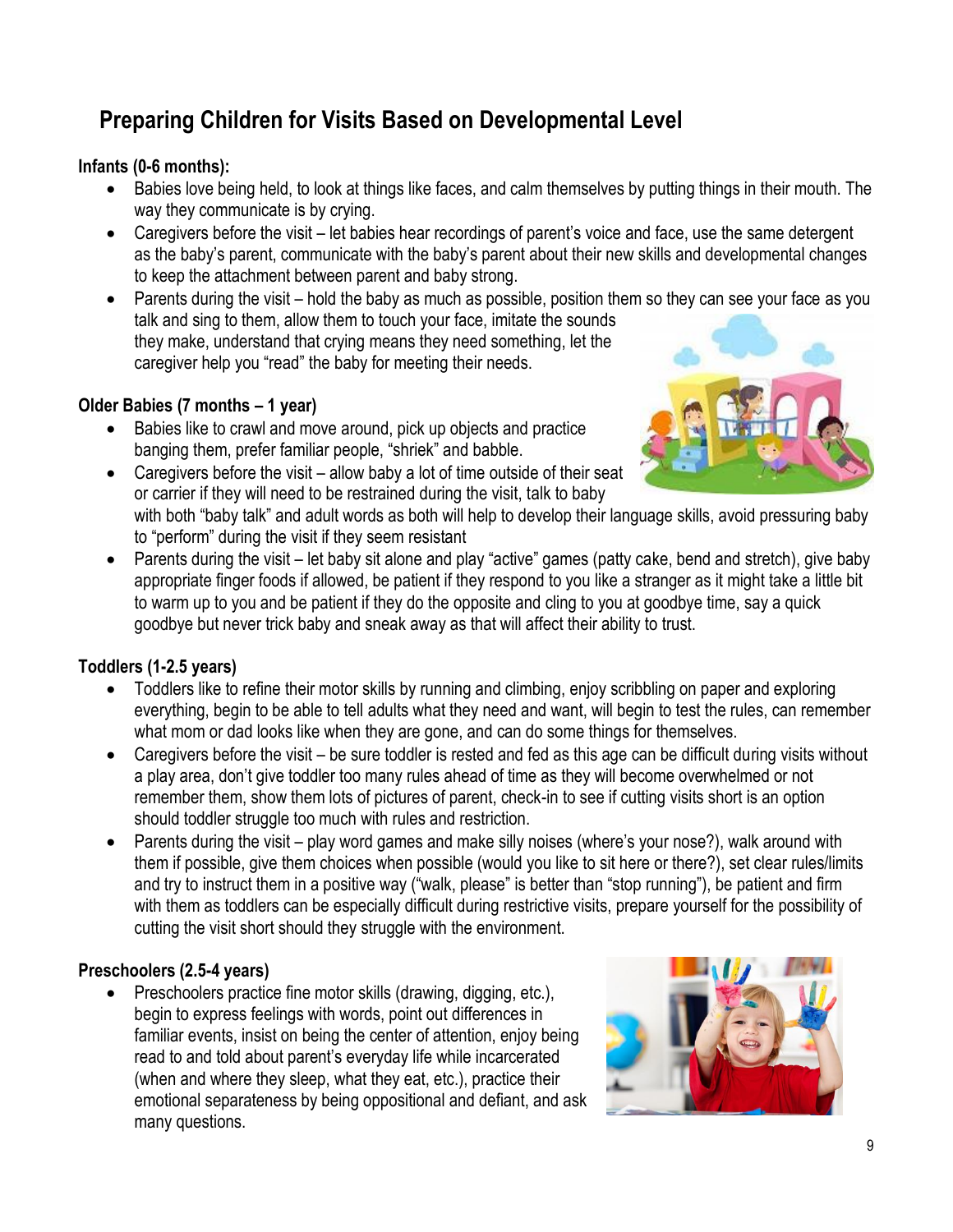## Preparing Children for Visits Based on Developmental Level

**Infants (0-6 months):**

- Babies love being held, to look at things like faces, and calm themselves by putting things in their mouth. The way they communicate is by crying.
- Caregivers before the visit – let babies hear recordings of parent's voice and face, use the same detergent as the baby's parent, communicate with the baby's parent about their new skills and developmental changes to keep the attachment between parent and baby strong.
- Parents during the visit – hold the baby as much as possible, position them so they can see your face as you talk and sing to them, allow them to touch your face, imitate the sounds they make, understand that crying means they need something, let the caregiver help you "read" the baby for meeting their needs.

**Older Babies (7 months – 1 year)**

- Babies like to crawl and move around, pick up objects and practice banging them, prefer familiar people, "shriek" and babble.
- Caregivers before the visit – allow baby a lot of time outside of their seat or carrier if they will need to be restrained during the visit, talk to baby with both "baby talk" and adult words as both will help to develop their language skills, avoid pressuring baby to "perform" during the visit if they seem resistant
- Parents during the visit – let baby sit alone and play "active" games (patty cake, bend and stretch), give baby appropriate finger foods if allowed, be patient if they respond to you like a stranger as it might take a little bit to warm up to you and be patient if they do the opposite and cling to you at goodbye time, say a quick goodbye but never trick baby and sneak away as that will affect their ability to trust.

**Toddlers (1-2.5 years)**

- Toddlers like to refine their motor skills by running and climbing, enjoy scribbling on paper and exploring everything, begin to be able to tell adults what they need and want, will begin to test the rules, can remember what mom or dad looks like when they are gone, and can do some things for themselves.
- Caregivers before the visit – be sure toddler is rested and fed as this age can be difficult during visits without a play area, don't give toddler too many rules ahead of time as they will become overwhelmed or not remember them, show them lots of pictures of parent, check-in to see if cutting visits short is an option should toddler struggle too much with rules and restriction.
- Parents during the visit – play word games and make silly noises (where's your nose?), walk around with them if possible, give them choices when possible (would you like to sit here or there?), set clear rules/limits and try to instruct them in a positive way ("walk, please" is better than "stop running"), be patient and firm with them as toddlers can be especially difficult during restrictive visits, prepare yourself for the possibility of cutting the visit short should they struggle with the environment.

**Preschoolers (2.5-4 years)**

- Preschoolers practice fine motor skills (drawing, digging, etc.), begin to express feelings with words, point out differences in familiar events, insist on being the center of attention, enjoy being read to and told about parent's everyday life while incarcerated (when and where they sleep, what they eat, etc.), practice their emotional separateness by being oppositional and defiant, and ask many questions.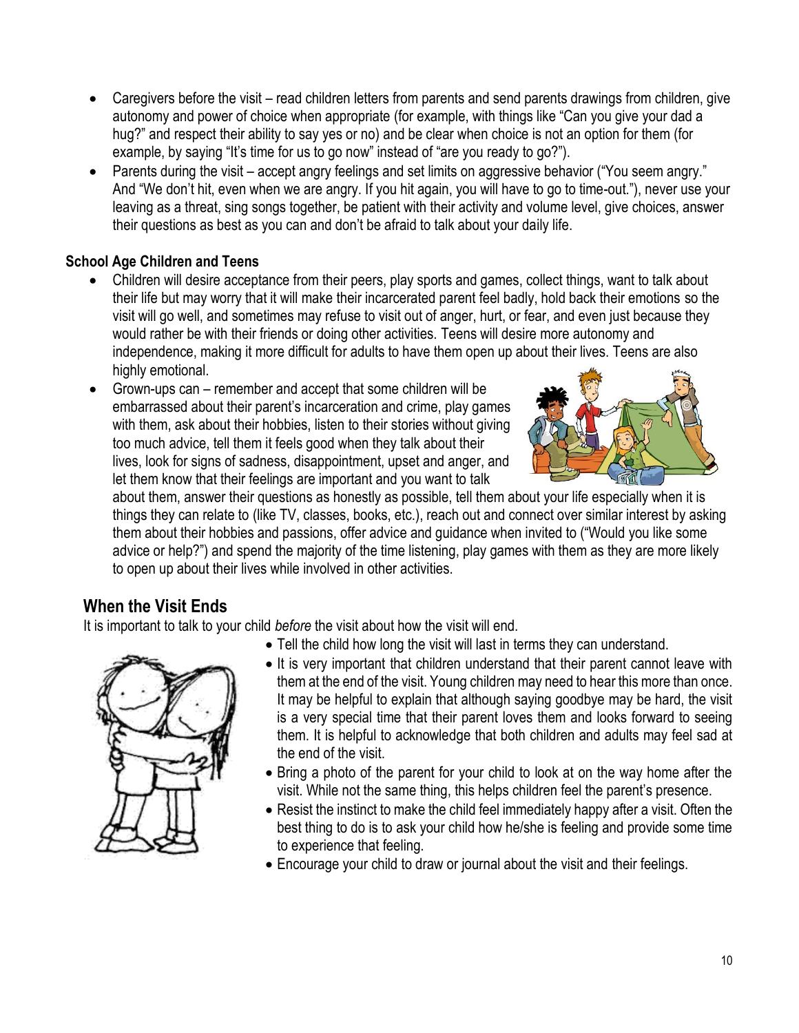- Caregivers before the visit – read children letters from parents and send parents drawings from children, give autonomy and power of choice when appropriate (for example, with things like "Can you give your dad a hug?" and respect their ability to say yes or no) and be clear when choice is not an option for them (for example, by saying "It's time for us to go now" instead of "are you ready to go?").
- Parents during the visit – accept angry feelings and set limits on aggressive behavior ("You seem angry." And "We don't hit, even when we are angry. If you hit again, you will have to go to time-out."), never use your leaving as a threat, sing songs together, be patient with their activity and volume level, give choices, answer their questions as best as you can and don't be afraid to talk about your daily life.

**School Age Children and Teens**

- Children will desire acceptance from their peers, play sports and games, collect things, want to talk about their life but may worry that it will make their incarcerated parent feel badly, hold back their emotions so the visit will go well, and sometimes may refuse to visit out of anger, hurt, or fear, and even just because they would rather be with their friends or doing other activities. Teens will desire more autonomy and independence, making it more difficult for adults to have them open up about their lives. Teens are also highly emotional.
- Grown-ups can – remember and accept that some children will be embarrassed about their parent's incarceration and crime, play games with them, ask about their hobbies, listen to their stories without giving too much advice, tell them it feels good when they talk about their lives, look for signs of sadness, disappointment, upset and anger, and let them know that their feelings are important and you want to talk about them, answer their questions as honestly as possible, tell them about your life especially when it is things they can relate to (like TV, classes, books, etc.), reach out and connect over similar interest by asking them about their hobbies and passions, offer advice and guidance when invited to ("Would you like some advice or help?") and spend the majority of the time listening, play games with them as they are more likely to open up about their lives while involved in other activities.

## When the Visit Ends

It is important to talk to your child *before* the visit about how the visit will end.

- Tell the child how long the visit will last in terms they can understand.
- It is very important that children understand that their parent cannot leave with them at the end of the visit. Young children may need to hear this more than once. It may be helpful to explain that although saying goodbye may be hard, the visit is a very special time that their parent loves them and looks forward to seeing them. It is helpful to acknowledge that both children and adults may feel sad at the end of the visit.
- Bring a photo of the parent for your child to look at on the way home after the visit. While not the same thing, this helps children feel the parent's presence.
- Resist the instinct to make the child feel immediately happy after a visit. Often the best thing to do is to ask your child how he/she is feeling and provide some time to experience that feeling.
- Encourage your child to draw or journal about the visit and their feelings.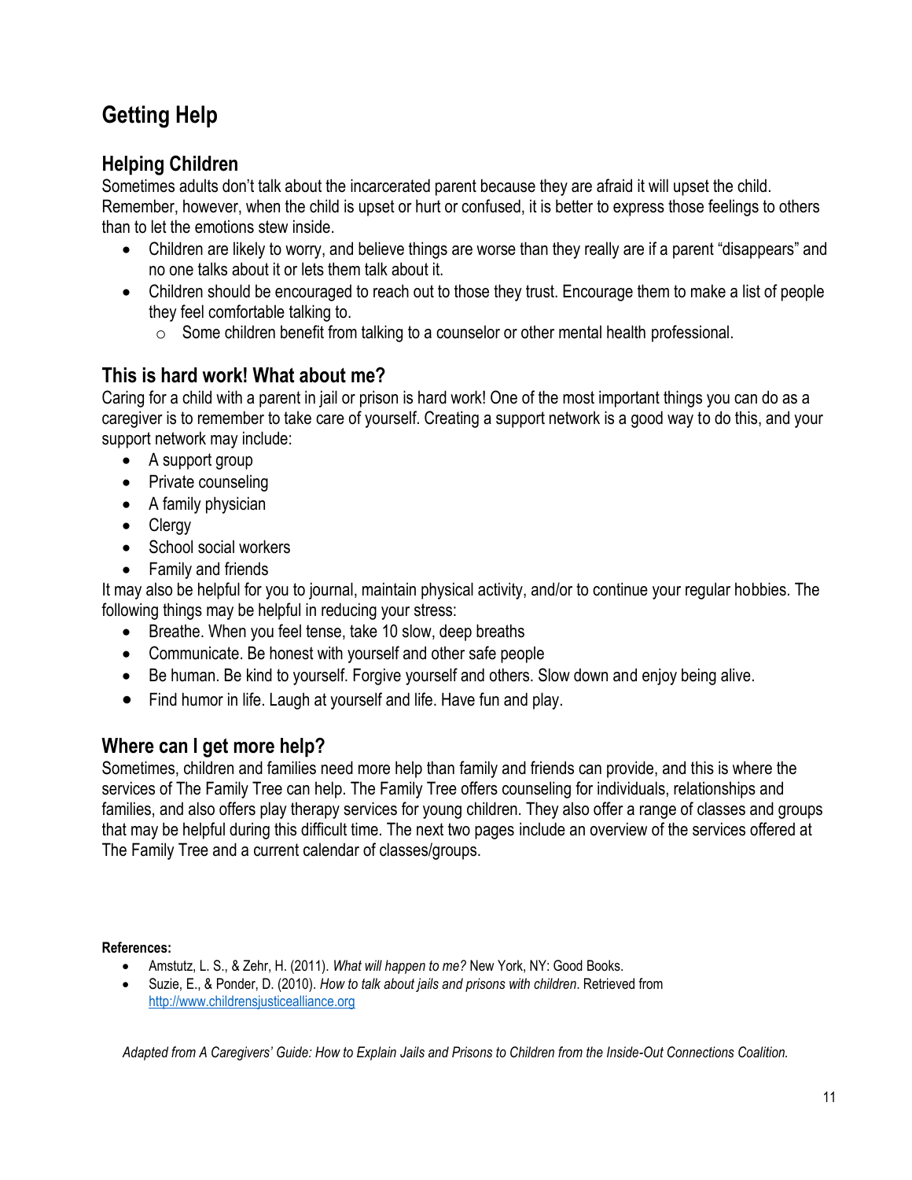# Getting Help

## Helping Children

Sometimes adults don't talk about the incarcerated parent because they are afraid it will upset the child. Remember, however, when the child is upset or hurt or confused, it is better to express those feelings to others than to let the emotions stew inside.

- Children are likely to worry, and believe things are worse than they really are if a parent "disappears" and no one talks about it or lets them talk about it.
- Children should be encouraged to reach out to those they trust. Encourage them to make a list of people they feel comfortable talking to.
  - Some children benefit from talking to a counselor or other mental health professional.

## This is hard work! What about me?

Caring for a child with a parent in jail or prison is hard work! One of the most important things you can do as a caregiver is to remember to take care of yourself. Creating a support network is a good way to do this, and your support network may include:

- A support group
- Private counseling
- A family physician
- Clergy
- School social workers
- Family and friends

It may also be helpful for you to journal, maintain physical activity, and/or to continue your regular hobbies. The following things may be helpful in reducing your stress:

- Breathe. When you feel tense, take 10 slow, deep breaths
- Communicate. Be honest with yourself and other safe people
- Be human. Be kind to yourself. Forgive yourself and others. Slow down and enjoy being alive.
- Find humor in life. Laugh at yourself and life. Have fun and play.

## Where can I get more help?

Sometimes, children and families need more help than family and friends can provide, and this is where the services of The Family Tree can help. The Family Tree offers counseling for individuals, relationships and families, and also offers play therapy services for young children. They also offer a range of classes and groups that may be helpful during this difficult time. The next two pages include an overview of the services offered at The Family Tree and a current calendar of classes/groups.

**References:**

- Amstutz, L. S., & Zehr, H. (2011). *What will happen to me?* New York, NY: Good Books.
- Suzie, E., & Ponder, D. (2010). *How to talk about jails and prisons with children*. Retrieved from http://www.childrensjusticealliance.org

*Adapted from A Caregivers' Guide: How to Explain Jails and Prisons to Children from the Inside-Out Connections Coalition.*